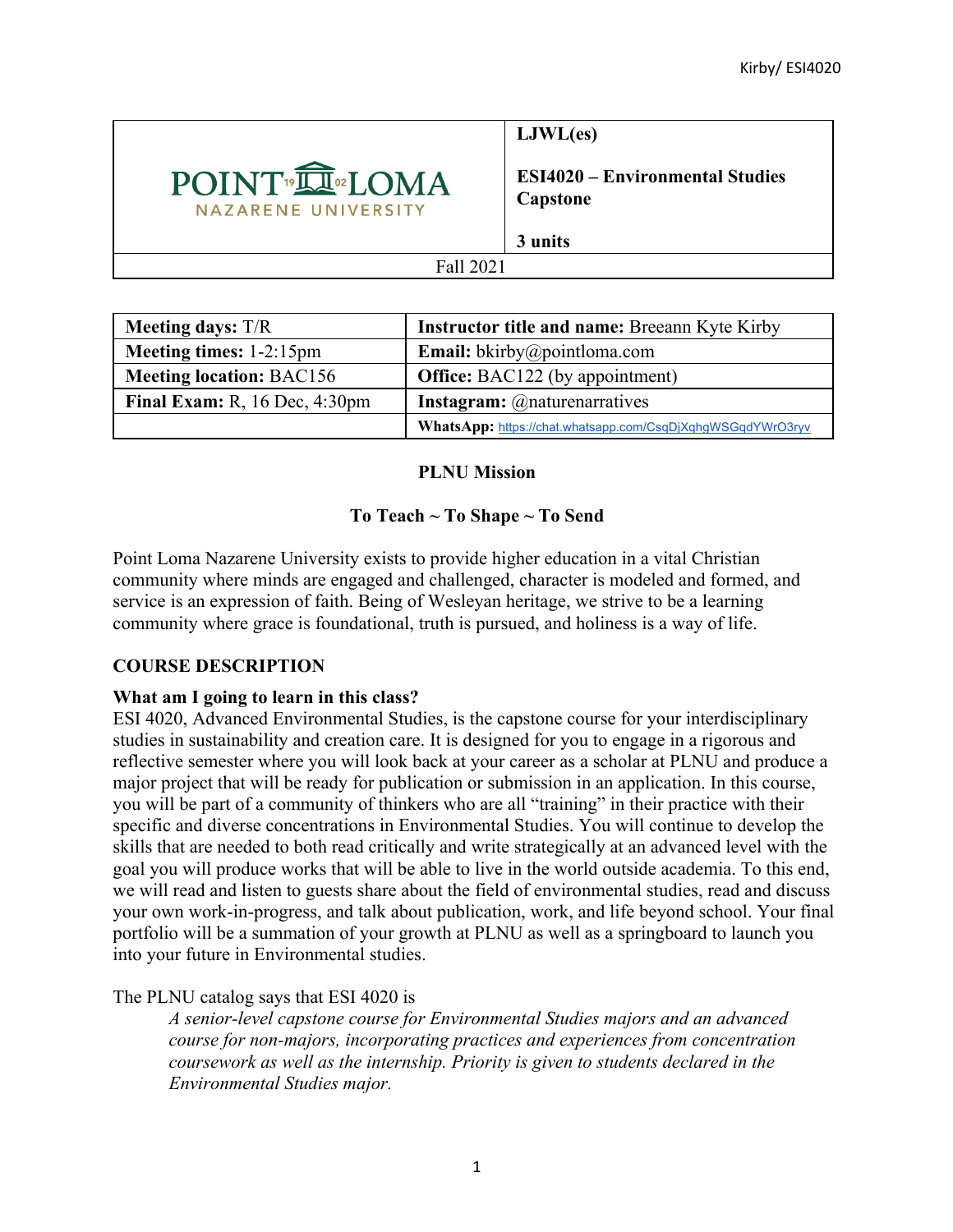| POINT LOMA NAZARENE UNIVERSITY | **LJWL(es)**<br><br>**ESI4020 – Environmental Studies Capstone**<br><br>**3 units** |
| --- | --- |
| Fall 2021 | |

| **Meeting days:** T/R | **Instructor title and name:** Breeann Kyte Kirby |
| --- | --- |
| **Meeting times:** 1-2:15pm | **Email:** bkirby@pointloma.com |
| **Meeting location:** BAC156 | **Office:** BAC122 (by appointment) |
| **Final Exam:** R, 16 Dec, 4:30pm | **Instagram:** @naturenarratives |
| | **WhatsApp:** https://chat.whatsapp.com/CsqDjXqhgWSGqdYWrO3ryv |

**PLNU Mission**

**To Teach ~ To Shape ~ To Send**

Point Loma Nazarene University exists to provide higher education in a vital Christian community where minds are engaged and challenged, character is modeled and formed, and service is an expression of faith. Being of Wesleyan heritage, we strive to be a learning community where grace is foundational, truth is pursued, and holiness is a way of life.

## COURSE DESCRIPTION

### What am I going to learn in this class?

ESI 4020, Advanced Environmental Studies, is the capstone course for your interdisciplinary studies in sustainability and creation care. It is designed for you to engage in a rigorous and reflective semester where you will look back at your career as a scholar at PLNU and produce a major project that will be ready for publication or submission in an application. In this course, you will be part of a community of thinkers who are all "training" in their practice with their specific and diverse concentrations in Environmental Studies. You will continue to develop the skills that are needed to both read critically and write strategically at an advanced level with the goal you will produce works that will be able to live in the world outside academia. To this end, we will read and listen to guests share about the field of environmental studies, read and discuss your own work-in-progress, and talk about publication, work, and life beyond school. Your final portfolio will be a summation of your growth at PLNU as well as a springboard to launch you into your future in Environmental studies.

The PLNU catalog says that ESI 4020 is

> *A senior-level capstone course for Environmental Studies majors and an advanced course for non-majors, incorporating practices and experiences from concentration coursework as well as the internship. Priority is given to students declared in the Environmental Studies major.*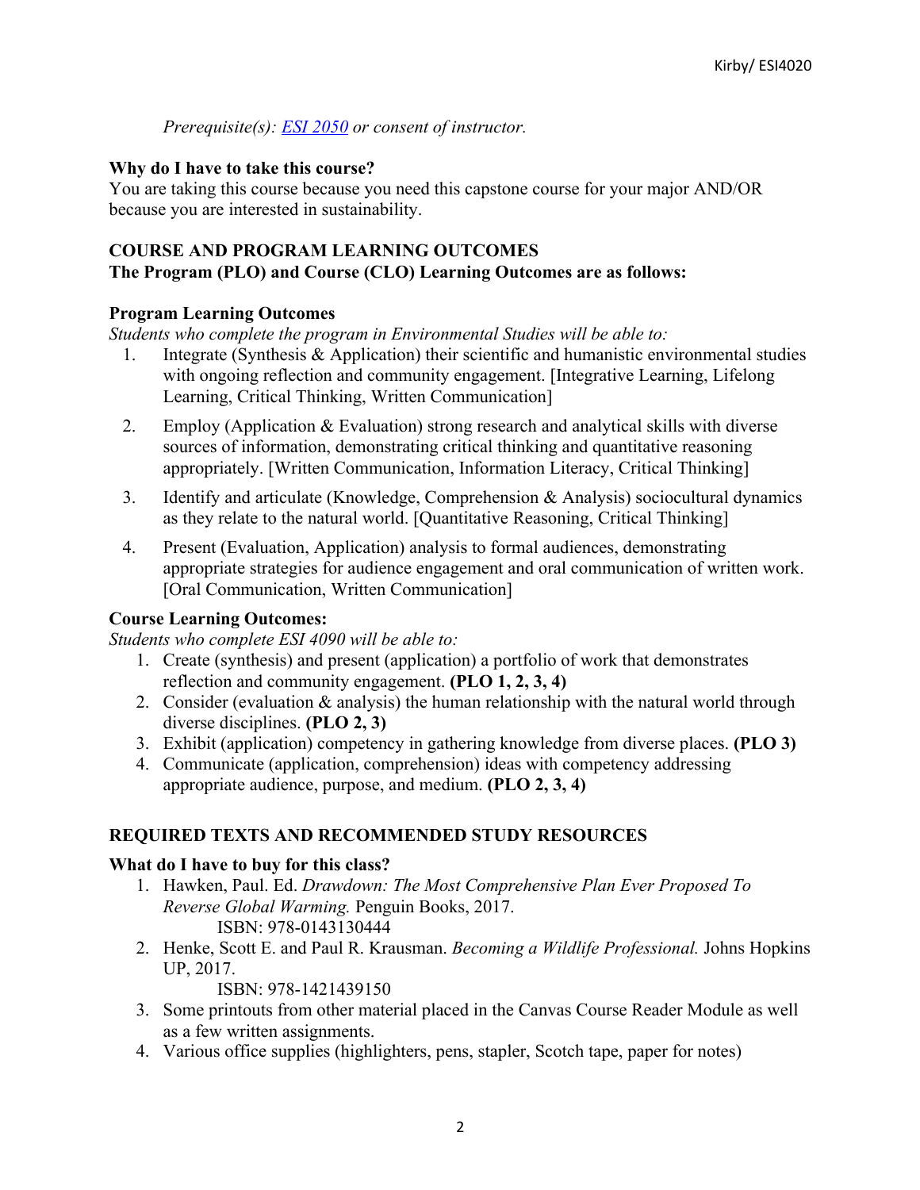*Prerequisite(s): ESI 2050 or consent of instructor.*

**Why do I have to take this course?**

You are taking this course because you need this capstone course for your major AND/OR because you are interested in sustainability.

## COURSE AND PROGRAM LEARNING OUTCOMES

**The Program (PLO) and Course (CLO) Learning Outcomes are as follows:**

### Program Learning Outcomes

*Students who complete the program in Environmental Studies will be able to:*

1. Integrate (Synthesis & Application) their scientific and humanistic environmental studies with ongoing reflection and community engagement. [Integrative Learning, Lifelong Learning, Critical Thinking, Written Communication]
2. Employ (Application & Evaluation) strong research and analytical skills with diverse sources of information, demonstrating critical thinking and quantitative reasoning appropriately. [Written Communication, Information Literacy, Critical Thinking]
3. Identify and articulate (Knowledge, Comprehension & Analysis) sociocultural dynamics as they relate to the natural world. [Quantitative Reasoning, Critical Thinking]
4. Present (Evaluation, Application) analysis to formal audiences, demonstrating appropriate strategies for audience engagement and oral communication of written work. [Oral Communication, Written Communication]

### Course Learning Outcomes:

*Students who complete ESI 4090 will be able to:*

1. Create (synthesis) and present (application) a portfolio of work that demonstrates reflection and community engagement. **(PLO 1, 2, 3, 4)**
2. Consider (evaluation & analysis) the human relationship with the natural world through diverse disciplines. **(PLO 2, 3)**
3. Exhibit (application) competency in gathering knowledge from diverse places. **(PLO 3)**
4. Communicate (application, comprehension) ideas with competency addressing appropriate audience, purpose, and medium. **(PLO 2, 3, 4)**

## REQUIRED TEXTS AND RECOMMENDED STUDY RESOURCES

**What do I have to buy for this class?**

1. Hawken, Paul. Ed. *Drawdown: The Most Comprehensive Plan Ever Proposed To Reverse Global Warming.* Penguin Books, 2017.
   ISBN: 978-0143130444
2. Henke, Scott E. and Paul R. Krausman. *Becoming a Wildlife Professional.* Johns Hopkins UP, 2017.
   ISBN: 978-1421439150
3. Some printouts from other material placed in the Canvas Course Reader Module as well as a few written assignments.
4. Various office supplies (highlighters, pens, stapler, Scotch tape, paper for notes)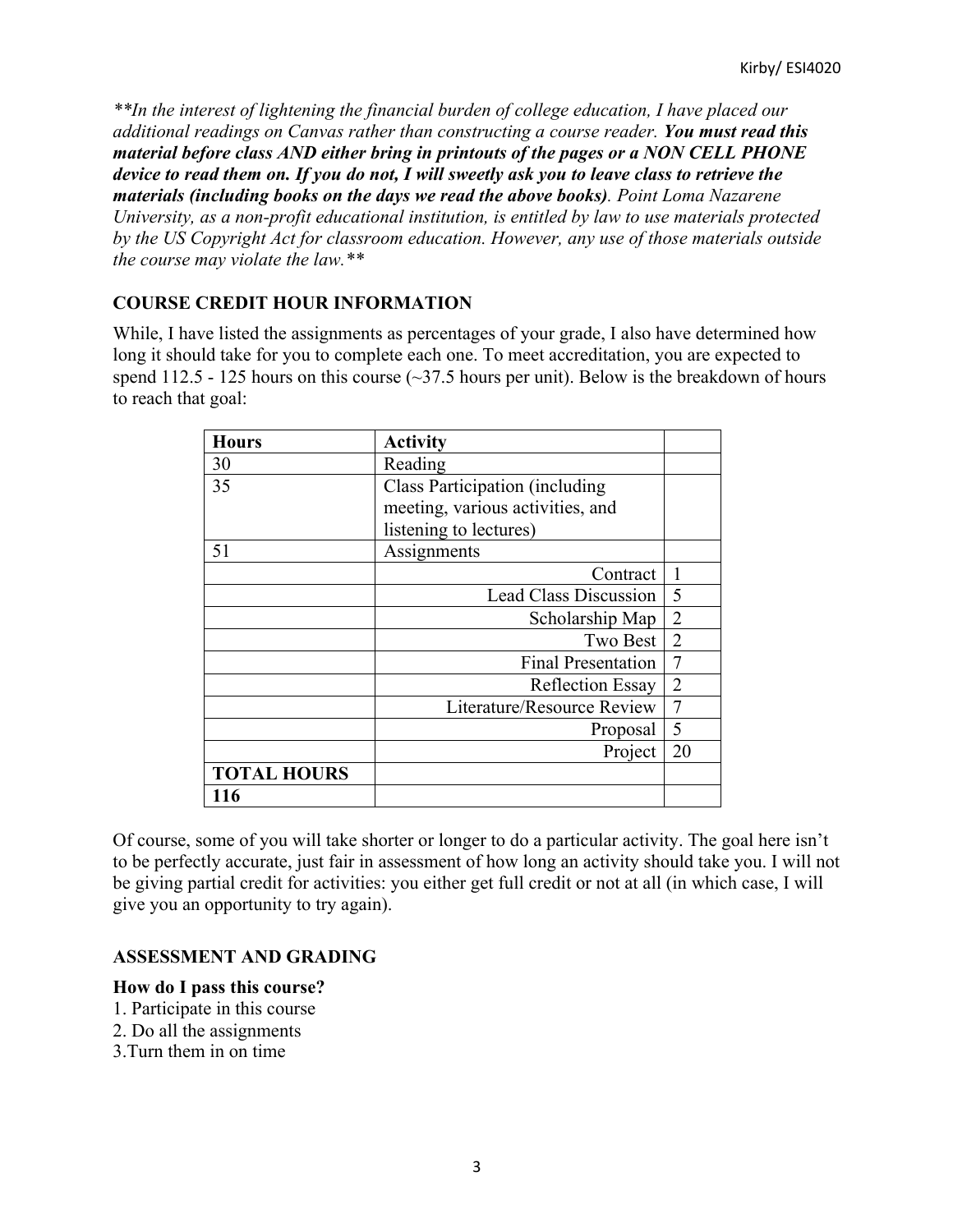***In the interest of lightening the financial burden of college education, I have placed our additional readings on Canvas rather than constructing a course reader. **You must read this material before class AND either bring in printouts of the pages or a NON CELL PHONE device to read them on. If you do not, I will sweetly ask you to leave class to retrieve the materials (including books on the days we read the above books)**. Point Loma Nazarene University, as a non-profit educational institution, is entitled by law to use materials protected by the US Copyright Act for classroom education. However, any use of those materials outside the course may violate the law.***

### COURSE CREDIT HOUR INFORMATION

While, I have listed the assignments as percentages of your grade, I also have determined how long it should take for you to complete each one. To meet accreditation, you are expected to spend 112.5 - 125 hours on this course (~37.5 hours per unit). Below is the breakdown of hours to reach that goal:

| **Hours** | **Activity** | |
|---|---|---|
| 30 | Reading | |
| 35 | Class Participation (including meeting, various activities, and listening to lectures) | |
| 51 | Assignments | |
| | Contract | 1 |
| | Lead Class Discussion | 5 |
| | Scholarship Map | 2 |
| | Two Best | 2 |
| | Final Presentation | 7 |
| | Reflection Essay | 2 |
| | Literature/Resource Review | 7 |
| | Proposal | 5 |
| | Project | 20 |
| **TOTAL HOURS** | | |
| **116** | | |

Of course, some of you will take shorter or longer to do a particular activity. The goal here isn't to be perfectly accurate, just fair in assessment of how long an activity should take you. I will not be giving partial credit for activities: you either get full credit or not at all (in which case, I will give you an opportunity to try again).

### ASSESSMENT AND GRADING

**How do I pass this course?**

1. Participate in this course
2. Do all the assignments
3. Turn them in on time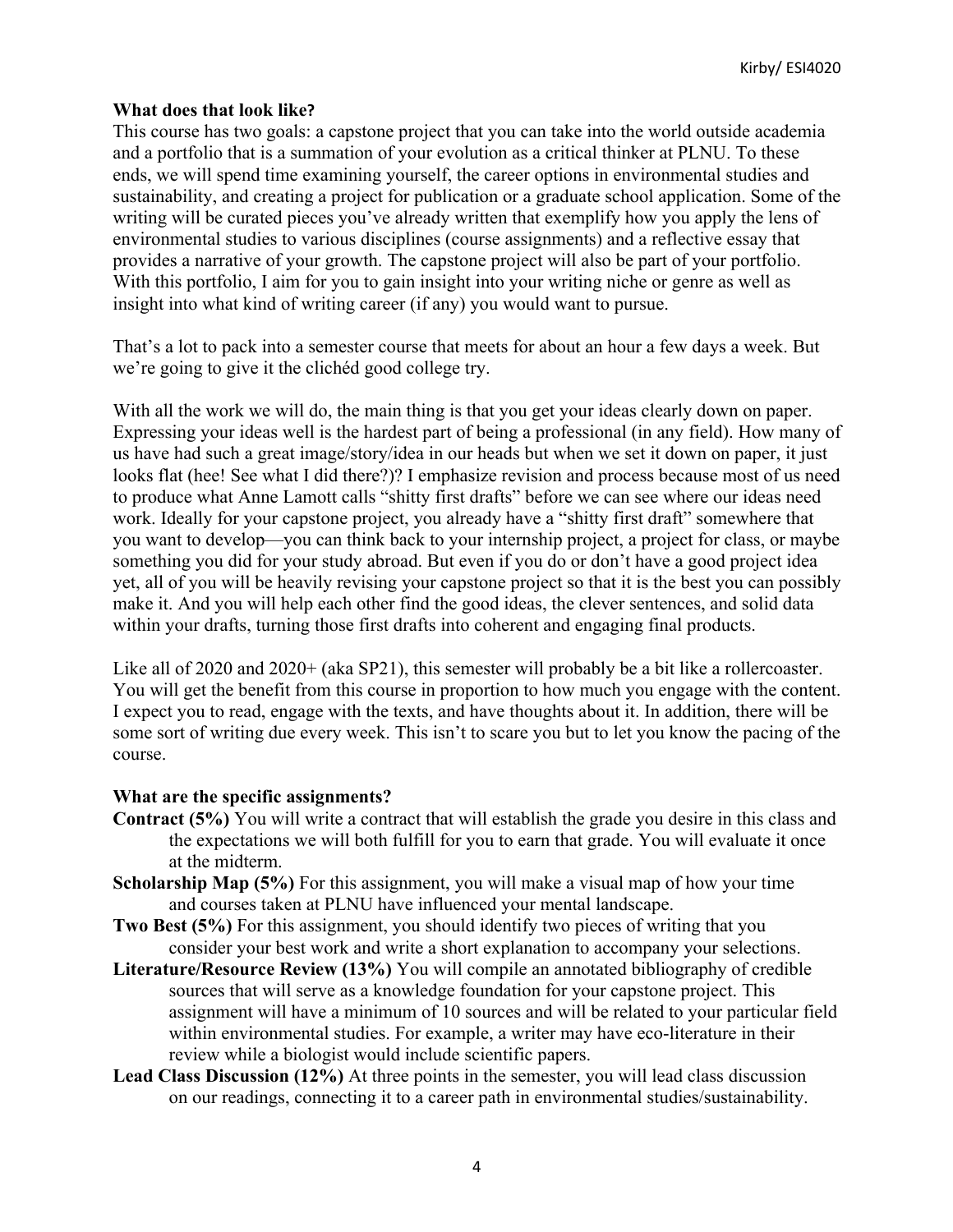**What does that look like?**

This course has two goals: a capstone project that you can take into the world outside academia and a portfolio that is a summation of your evolution as a critical thinker at PLNU. To these ends, we will spend time examining yourself, the career options in environmental studies and sustainability, and creating a project for publication or a graduate school application. Some of the writing will be curated pieces you've already written that exemplify how you apply the lens of environmental studies to various disciplines (course assignments) and a reflective essay that provides a narrative of your growth. The capstone project will also be part of your portfolio. With this portfolio, I aim for you to gain insight into your writing niche or genre as well as insight into what kind of writing career (if any) you would want to pursue.

That's a lot to pack into a semester course that meets for about an hour a few days a week. But we're going to give it the clichéd good college try.

With all the work we will do, the main thing is that you get your ideas clearly down on paper. Expressing your ideas well is the hardest part of being a professional (in any field). How many of us have had such a great image/story/idea in our heads but when we set it down on paper, it just looks flat (hee! See what I did there?)? I emphasize revision and process because most of us need to produce what Anne Lamott calls "shitty first drafts" before we can see where our ideas need work. Ideally for your capstone project, you already have a "shitty first draft" somewhere that you want to develop—you can think back to your internship project, a project for class, or maybe something you did for your study abroad. But even if you do or don't have a good project idea yet, all of you will be heavily revising your capstone project so that it is the best you can possibly make it. And you will help each other find the good ideas, the clever sentences, and solid data within your drafts, turning those first drafts into coherent and engaging final products.

Like all of 2020 and 2020+ (aka SP21), this semester will probably be a bit like a rollercoaster. You will get the benefit from this course in proportion to how much you engage with the content. I expect you to read, engage with the texts, and have thoughts about it. In addition, there will be some sort of writing due every week. This isn't to scare you but to let you know the pacing of the course.

**What are the specific assignments?**

**Contract (5%)** You will write a contract that will establish the grade you desire in this class and the expectations we will both fulfill for you to earn that grade. You will evaluate it once at the midterm.

**Scholarship Map (5%)** For this assignment, you will make a visual map of how your time and courses taken at PLNU have influenced your mental landscape.

**Two Best (5%)** For this assignment, you should identify two pieces of writing that you consider your best work and write a short explanation to accompany your selections.

**Literature/Resource Review (13%)** You will compile an annotated bibliography of credible sources that will serve as a knowledge foundation for your capstone project. This assignment will have a minimum of 10 sources and will be related to your particular field within environmental studies. For example, a writer may have eco-literature in their review while a biologist would include scientific papers.

**Lead Class Discussion (12%)** At three points in the semester, you will lead class discussion on our readings, connecting it to a career path in environmental studies/sustainability.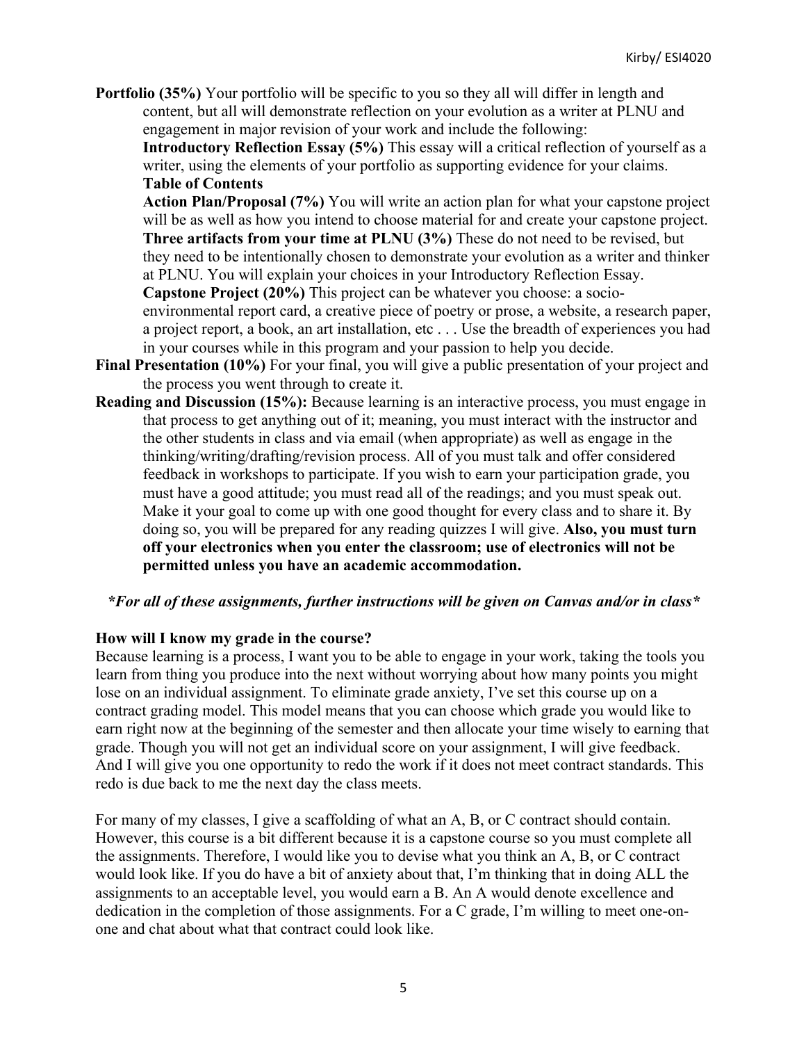**Portfolio (35%)** Your portfolio will be specific to you so they all will differ in length and content, but all will demonstrate reflection on your evolution as a writer at PLNU and engagement in major revision of your work and include the following:

**Introductory Reflection Essay (5%)** This essay will a critical reflection of yourself as a writer, using the elements of your portfolio as supporting evidence for your claims.

**Table of Contents**

**Action Plan/Proposal (7%)** You will write an action plan for what your capstone project will be as well as how you intend to choose material for and create your capstone project.

**Three artifacts from your time at PLNU (3%)** These do not need to be revised, but they need to be intentionally chosen to demonstrate your evolution as a writer and thinker at PLNU. You will explain your choices in your Introductory Reflection Essay.

**Capstone Project (20%)** This project can be whatever you choose: a socio-environmental report card, a creative piece of poetry or prose, a website, a research paper, a project report, a book, an art installation, etc . . . Use the breadth of experiences you had in your courses while in this program and your passion to help you decide.

**Final Presentation (10%)** For your final, you will give a public presentation of your project and the process you went through to create it.

**Reading and Discussion (15%):** Because learning is an interactive process, you must engage in that process to get anything out of it; meaning, you must interact with the instructor and the other students in class and via email (when appropriate) as well as engage in the thinking/writing/drafting/revision process. All of you must talk and offer considered feedback in workshops to participate. If you wish to earn your participation grade, you must have a good attitude; you must read all of the readings; and you must speak out. Make it your goal to come up with one good thought for every class and to share it. By doing so, you will be prepared for any reading quizzes I will give. **Also, you must turn off your electronics when you enter the classroom; use of electronics will not be permitted unless you have an academic accommodation.**

***For all of these assignments, further instructions will be given on Canvas and/or in class***

**How will I know my grade in the course?**

Because learning is a process, I want you to be able to engage in your work, taking the tools you learn from thing you produce into the next without worrying about how many points you might lose on an individual assignment. To eliminate grade anxiety, I've set this course up on a contract grading model. This model means that you can choose which grade you would like to earn right now at the beginning of the semester and then allocate your time wisely to earning that grade. Though you will not get an individual score on your assignment, I will give feedback. And I will give you one opportunity to redo the work if it does not meet contract standards. This redo is due back to me the next day the class meets.

For many of my classes, I give a scaffolding of what an A, B, or C contract should contain. However, this course is a bit different because it is a capstone course so you must complete all the assignments. Therefore, I would like you to devise what you think an A, B, or C contract would look like. If you do have a bit of anxiety about that, I'm thinking that in doing ALL the assignments to an acceptable level, you would earn a B. An A would denote excellence and dedication in the completion of those assignments. For a C grade, I'm willing to meet one-on-one and chat about what that contract could look like.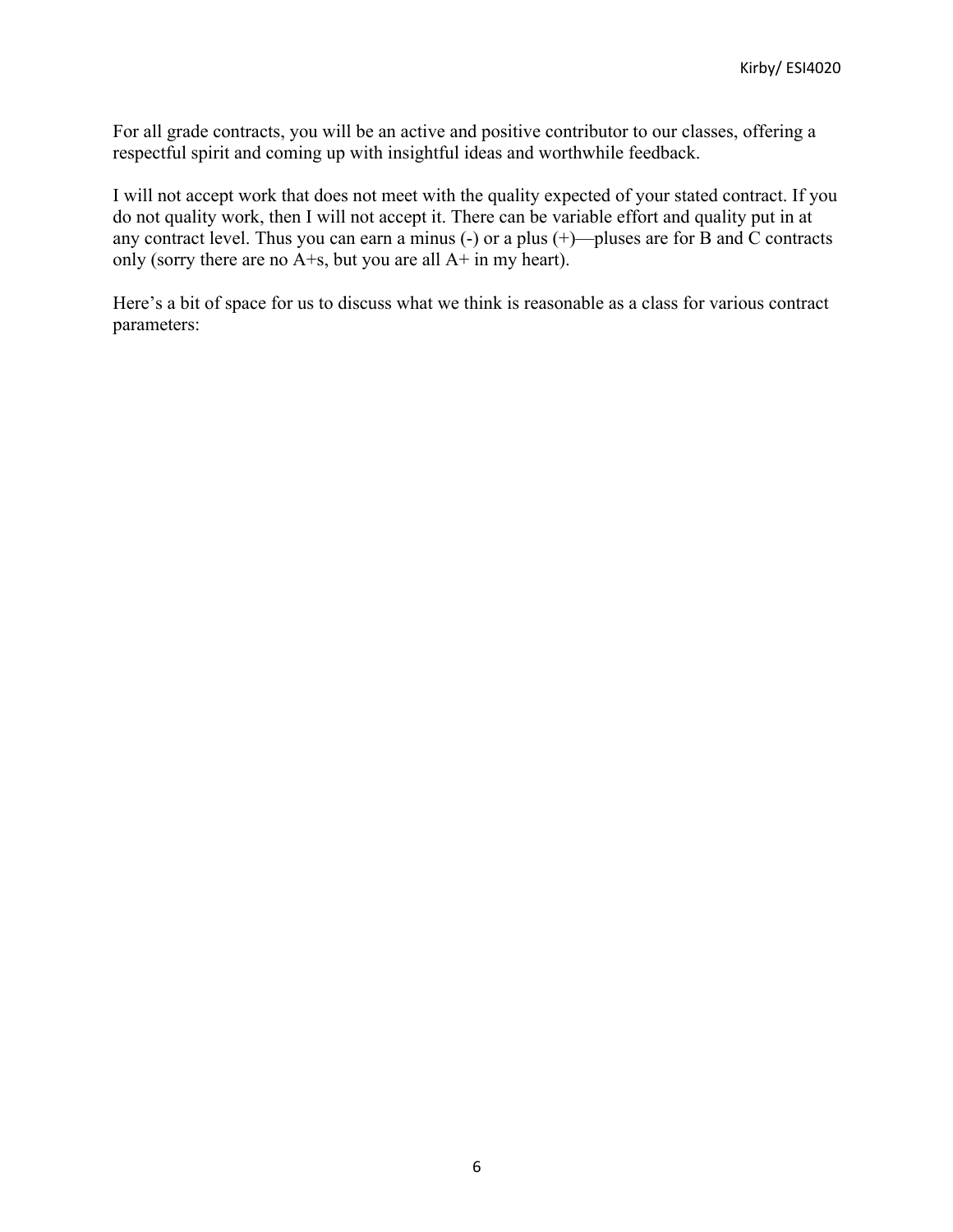For all grade contracts, you will be an active and positive contributor to our classes, offering a respectful spirit and coming up with insightful ideas and worthwhile feedback.

I will not accept work that does not meet with the quality expected of your stated contract. If you do not quality work, then I will not accept it. There can be variable effort and quality put in at any contract level. Thus you can earn a minus (-) or a plus (+)—pluses are for B and C contracts only (sorry there are no A+s, but you are all A+ in my heart).

Here's a bit of space for us to discuss what we think is reasonable as a class for various contract parameters: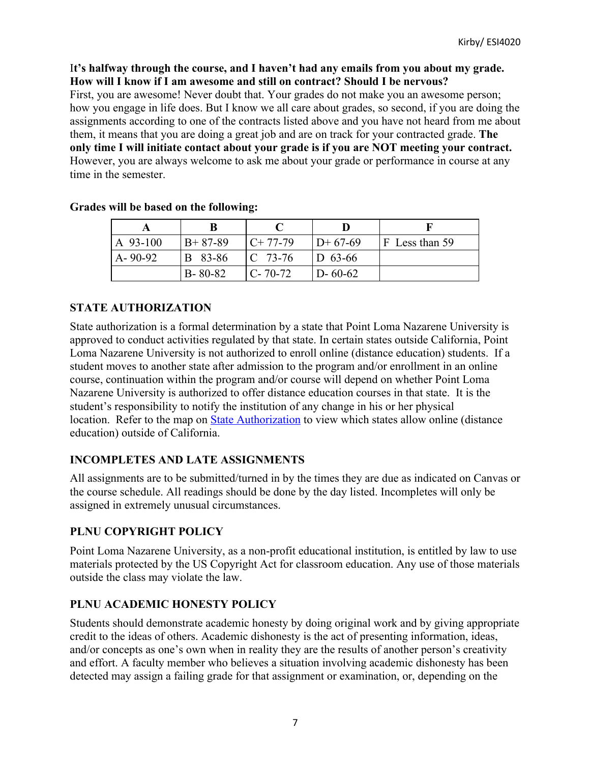**It's halfway through the course, and I haven't had any emails from you about my grade. How will I know if I am awesome and still on contract? Should I be nervous?**
First, you are awesome! Never doubt that. Your grades do not make you an awesome person; how you engage in life does. But I know we all care about grades, so second, if you are doing the assignments according to one of the contracts listed above and you have not heard from me about them, it means that you are doing a great job and are on track for your contracted grade. **The only time I will initiate contact about your grade is if you are NOT meeting your contract.** However, you are always welcome to ask me about your grade or performance in course at any time in the semester.

**Grades will be based on the following:**

| A | B | C | D | F |
|---|---|---|---|---|
| A 93-100 | B+ 87-89 | C+ 77-79 | D+ 67-69 | F Less than 59 |
| A- 90-92 | B 83-86 | C 73-76 | D 63-66 | |
| | B- 80-82 | C- 70-72 | D- 60-62 | |

## STATE AUTHORIZATION

State authorization is a formal determination by a state that Point Loma Nazarene University is approved to conduct activities regulated by that state. In certain states outside California, Point Loma Nazarene University is not authorized to enroll online (distance education) students. If a student moves to another state after admission to the program and/or enrollment in an online course, continuation within the program and/or course will depend on whether Point Loma Nazarene University is authorized to offer distance education courses in that state. It is the student's responsibility to notify the institution of any change in his or her physical location. Refer to the map on State Authorization to view which states allow online (distance education) outside of California.

## INCOMPLETES AND LATE ASSIGNMENTS

All assignments are to be submitted/turned in by the times they are due as indicated on Canvas or the course schedule. All readings should be done by the day listed. Incompletes will only be assigned in extremely unusual circumstances.

## PLNU COPYRIGHT POLICY

Point Loma Nazarene University, as a non-profit educational institution, is entitled by law to use materials protected by the US Copyright Act for classroom education. Any use of those materials outside the class may violate the law.

## PLNU ACADEMIC HONESTY POLICY

Students should demonstrate academic honesty by doing original work and by giving appropriate credit to the ideas of others. Academic dishonesty is the act of presenting information, ideas, and/or concepts as one's own when in reality they are the results of another person's creativity and effort. A faculty member who believes a situation involving academic dishonesty has been detected may assign a failing grade for that assignment or examination, or, depending on the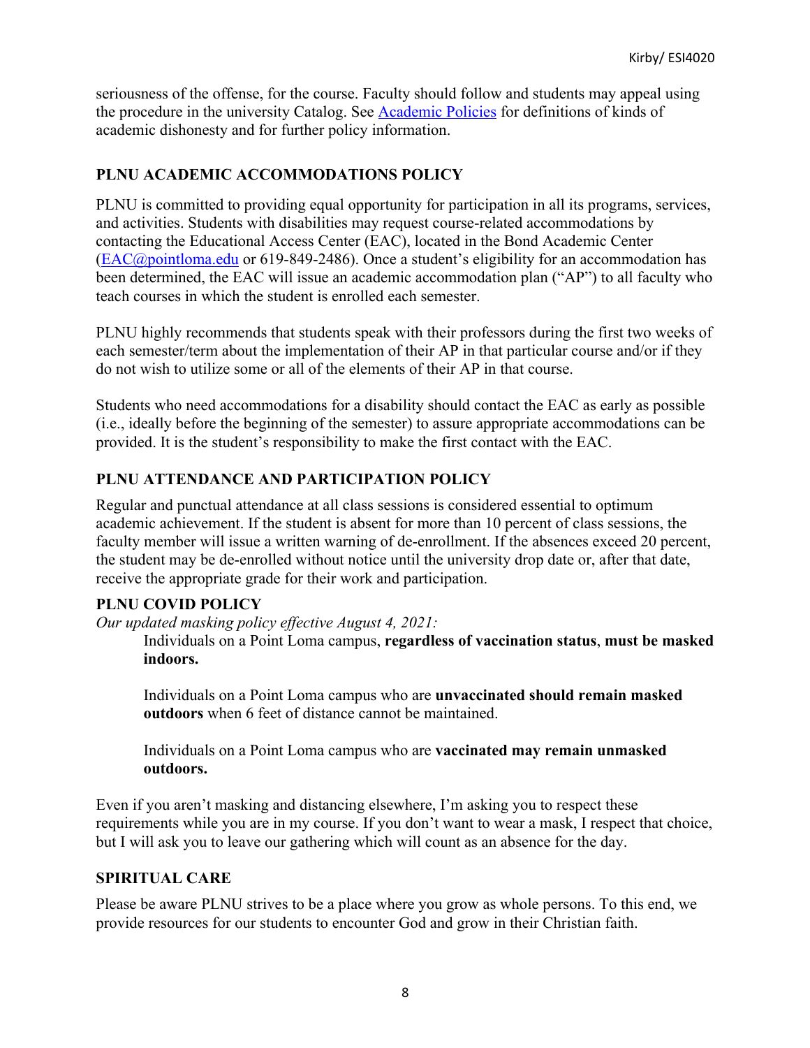seriousness of the offense, for the course. Faculty should follow and students may appeal using the procedure in the university Catalog. See [Academic Policies](#) for definitions of kinds of academic dishonesty and for further policy information.

## PLNU ACADEMIC ACCOMMODATIONS POLICY

PLNU is committed to providing equal opportunity for participation in all its programs, services, and activities. Students with disabilities may request course-related accommodations by contacting the Educational Access Center (EAC), located in the Bond Academic Center (EAC@pointloma.edu or 619-849-2486). Once a student's eligibility for an accommodation has been determined, the EAC will issue an academic accommodation plan ("AP") to all faculty who teach courses in which the student is enrolled each semester.

PLNU highly recommends that students speak with their professors during the first two weeks of each semester/term about the implementation of their AP in that particular course and/or if they do not wish to utilize some or all of the elements of their AP in that course.

Students who need accommodations for a disability should contact the EAC as early as possible (i.e., ideally before the beginning of the semester) to assure appropriate accommodations can be provided. It is the student's responsibility to make the first contact with the EAC.

## PLNU ATTENDANCE AND PARTICIPATION POLICY

Regular and punctual attendance at all class sessions is considered essential to optimum academic achievement. If the student is absent for more than 10 percent of class sessions, the faculty member will issue a written warning of de-enrollment. If the absences exceed 20 percent, the student may be de-enrolled without notice until the university drop date or, after that date, receive the appropriate grade for their work and participation.

## PLNU COVID POLICY

*Our updated masking policy effective August 4, 2021:*

> Individuals on a Point Loma campus, **regardless of vaccination status**, **must be masked indoors.**
>
> Individuals on a Point Loma campus who are **unvaccinated should remain masked outdoors** when 6 feet of distance cannot be maintained.
>
> Individuals on a Point Loma campus who are **vaccinated may remain unmasked outdoors.**

Even if you aren't masking and distancing elsewhere, I'm asking you to respect these requirements while you are in my course. If you don't want to wear a mask, I respect that choice, but I will ask you to leave our gathering which will count as an absence for the day.

## SPIRITUAL CARE

Please be aware PLNU strives to be a place where you grow as whole persons. To this end, we provide resources for our students to encounter God and grow in their Christian faith.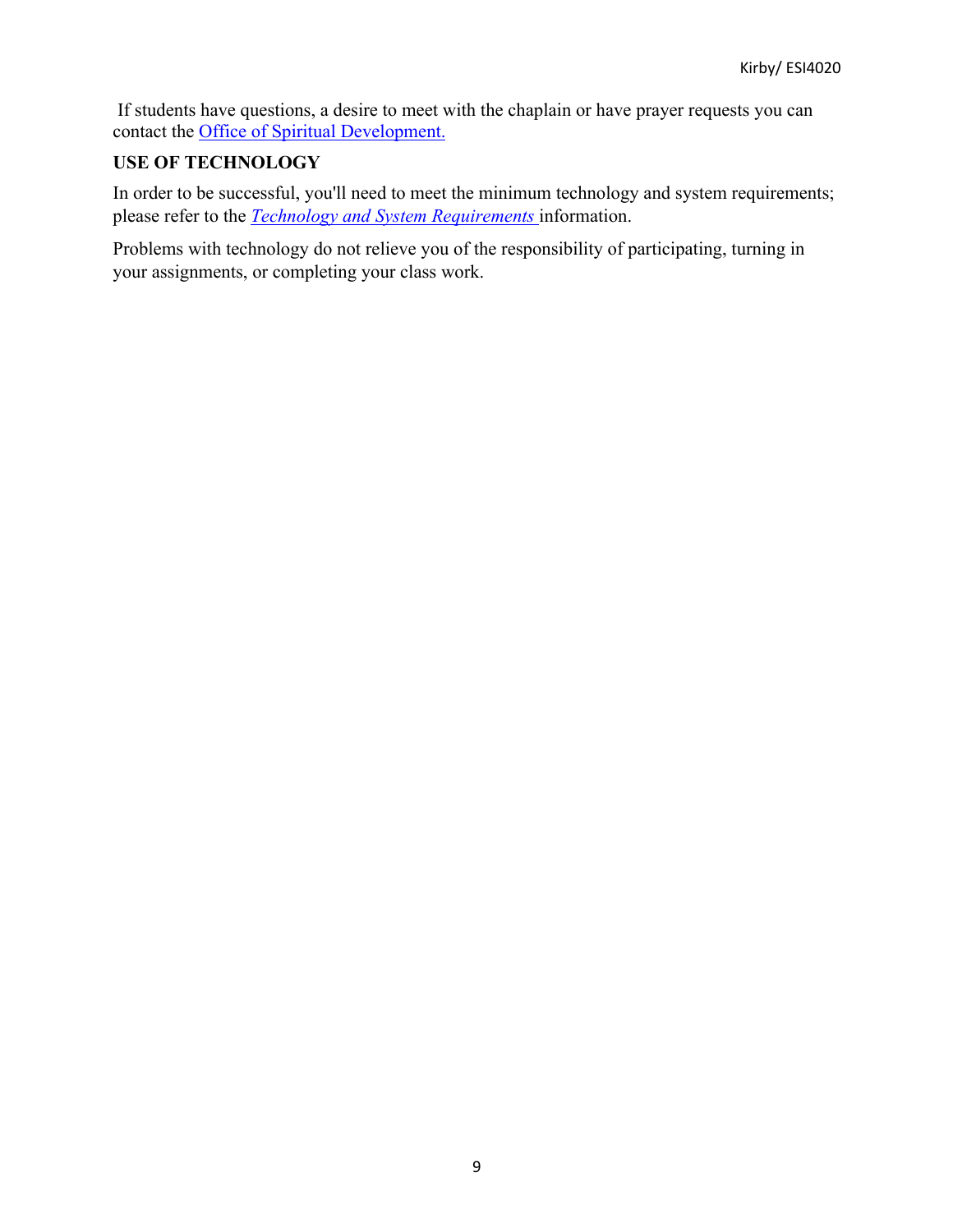If students have questions, a desire to meet with the chaplain or have prayer requests you can contact the [Office of Spiritual Development.]

**USE OF TECHNOLOGY**

In order to be successful, you'll need to meet the minimum technology and system requirements; please refer to the *Technology and System Requirements* information.

Problems with technology do not relieve you of the responsibility of participating, turning in your assignments, or completing your class work.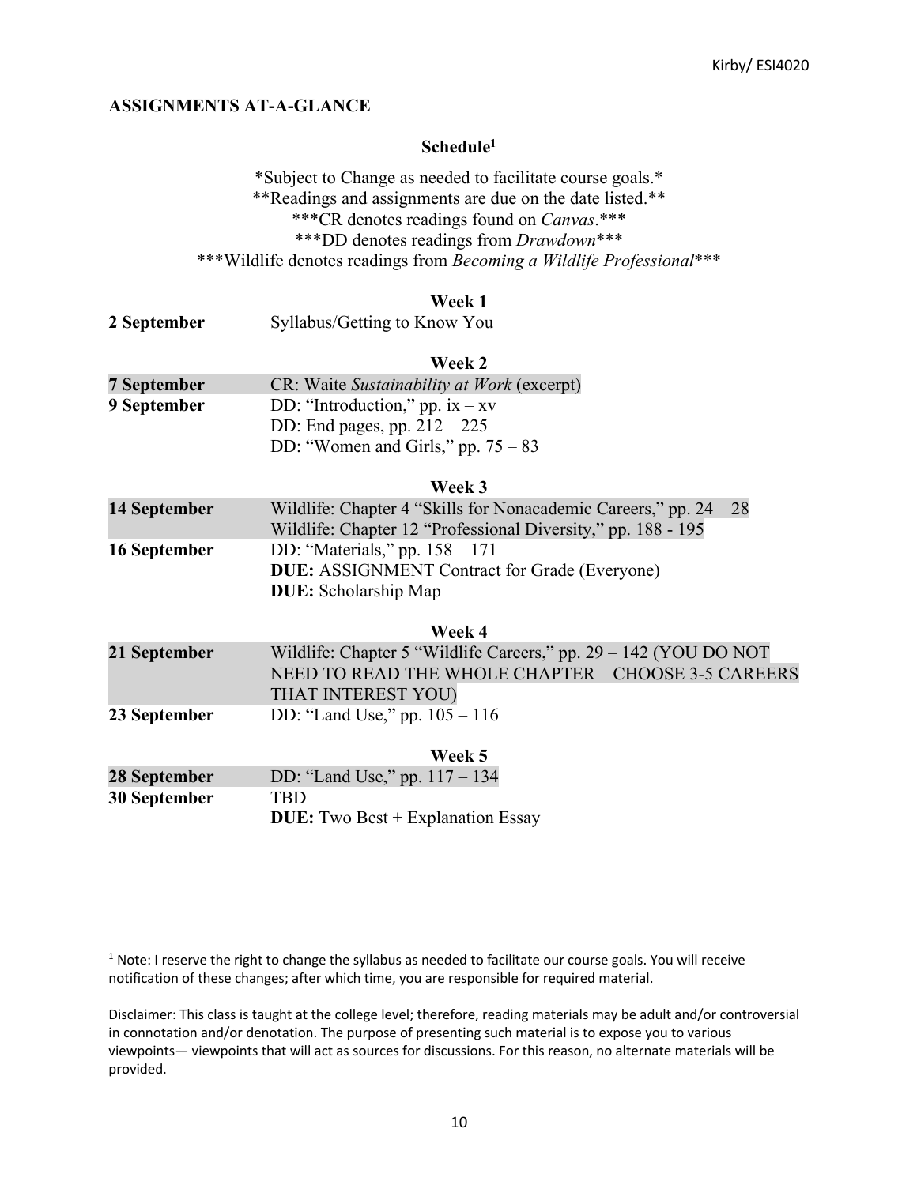## ASSIGNMENTS AT-A-GLANCE

### Schedule[1]

*Subject to Change as needed to facilitate course goals.*
**Readings and assignments are due on the date listed.**
***CR denotes readings found on *Canvas*.***
***DD denotes readings from *Drawdown****
***Wildlife denotes readings from *Becoming a Wildlife Professional****

**Week 1**

| | |
|---|---|
| **2 September** | Syllabus/Getting to Know You |

**Week 2**

| | |
|---|---|
| **7 September** | CR: Waite *Sustainability at Work* (excerpt) |
| **9 September** | DD: "Introduction," pp. ix – xv<br>DD: End pages, pp. 212 – 225<br>DD: "Women and Girls," pp. 75 – 83 |

**Week 3**

| | |
|---|---|
| **14 September** | Wildlife: Chapter 4 "Skills for Nonacademic Careers," pp. 24 – 28<br>Wildlife: Chapter 12 "Professional Diversity," pp. 188 - 195 |
| **16 September** | DD: "Materials," pp. 158 – 171<br>**DUE:** ASSIGNMENT Contract for Grade (Everyone)<br>**DUE:** Scholarship Map |

**Week 4**

| | |
|---|---|
| **21 September** | Wildlife: Chapter 5 "Wildlife Careers," pp. 29 – 142 (YOU DO NOT NEED TO READ THE WHOLE CHAPTER—CHOOSE 3-5 CAREERS THAT INTEREST YOU) |
| **23 September** | DD: "Land Use," pp. 105 – 116 |

**Week 5**

| | |
|---|---|
| **28 September** | DD: "Land Use," pp. 117 – 134 |
| **30 September** | TBD<br>**DUE:** Two Best + Explanation Essay |

---

[1] Note: I reserve the right to change the syllabus as needed to facilitate our course goals. You will receive notification of these changes; after which time, you are responsible for required material.

Disclaimer: This class is taught at the college level; therefore, reading materials may be adult and/or controversial in connotation and/or denotation. The purpose of presenting such material is to expose you to various viewpoints— viewpoints that will act as sources for discussions. For this reason, no alternate materials will be provided.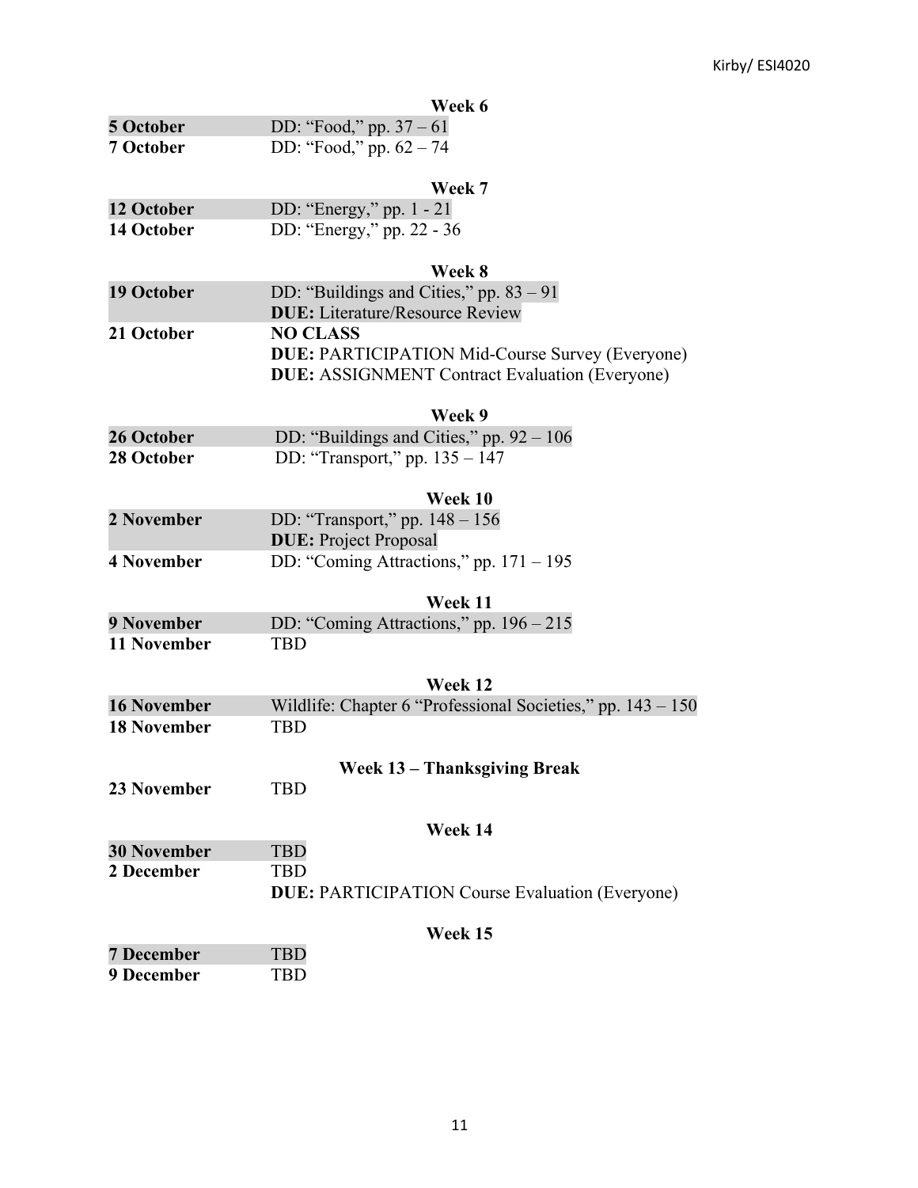### Week 6

**5 October** DD: "Food," pp. 37 – 61
**7 October** DD: "Food," pp. 62 – 74

### Week 7

**12 October** DD: "Energy," pp. 1 - 21
**14 October** DD: "Energy," pp. 22 - 36

### Week 8

**19 October** DD: "Buildings and Cities," pp. 83 – 91
**DUE:** Literature/Resource Review
**21 October** **NO CLASS**
**DUE:** PARTICIPATION Mid-Course Survey (Everyone)
**DUE:** ASSIGNMENT Contract Evaluation (Everyone)

### Week 9

**26 October** DD: "Buildings and Cities," pp. 92 – 106
**28 October** DD: "Transport," pp. 135 – 147

### Week 10

**2 November** DD: "Transport," pp. 148 – 156
**DUE:** Project Proposal
**4 November** DD: "Coming Attractions," pp. 171 – 195

### Week 11

**9 November** DD: "Coming Attractions," pp. 196 – 215
**11 November** TBD

### Week 12

**16 November** Wildlife: Chapter 6 "Professional Societies," pp. 143 – 150
**18 November** TBD

### Week 13 – Thanksgiving Break

**23 November** TBD

### Week 14

**30 November** TBD
**2 December** TBD
**DUE:** PARTICIPATION Course Evaluation (Everyone)

### Week 15

**7 December** TBD
**9 December** TBD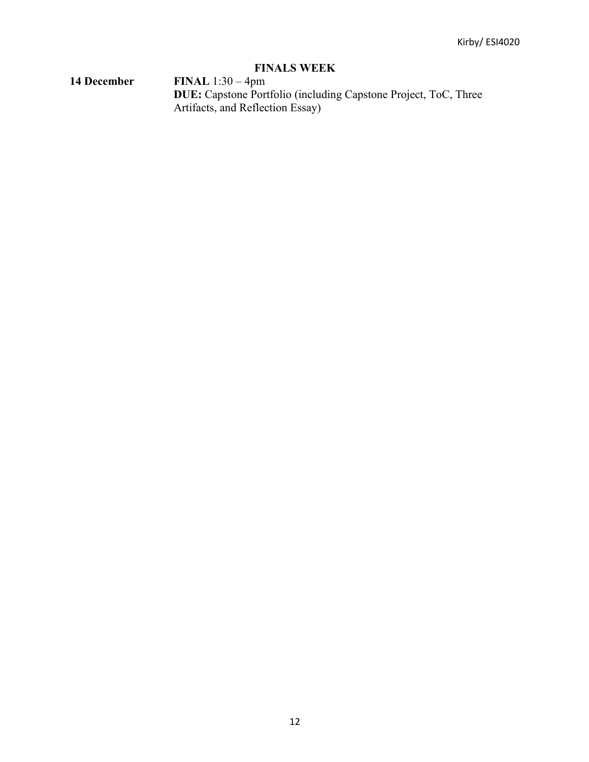## FINALS WEEK

**14 December** **FINAL** 1:30 – 4pm
**DUE:** Capstone Portfolio (including Capstone Project, ToC, Three Artifacts, and Reflection Essay)